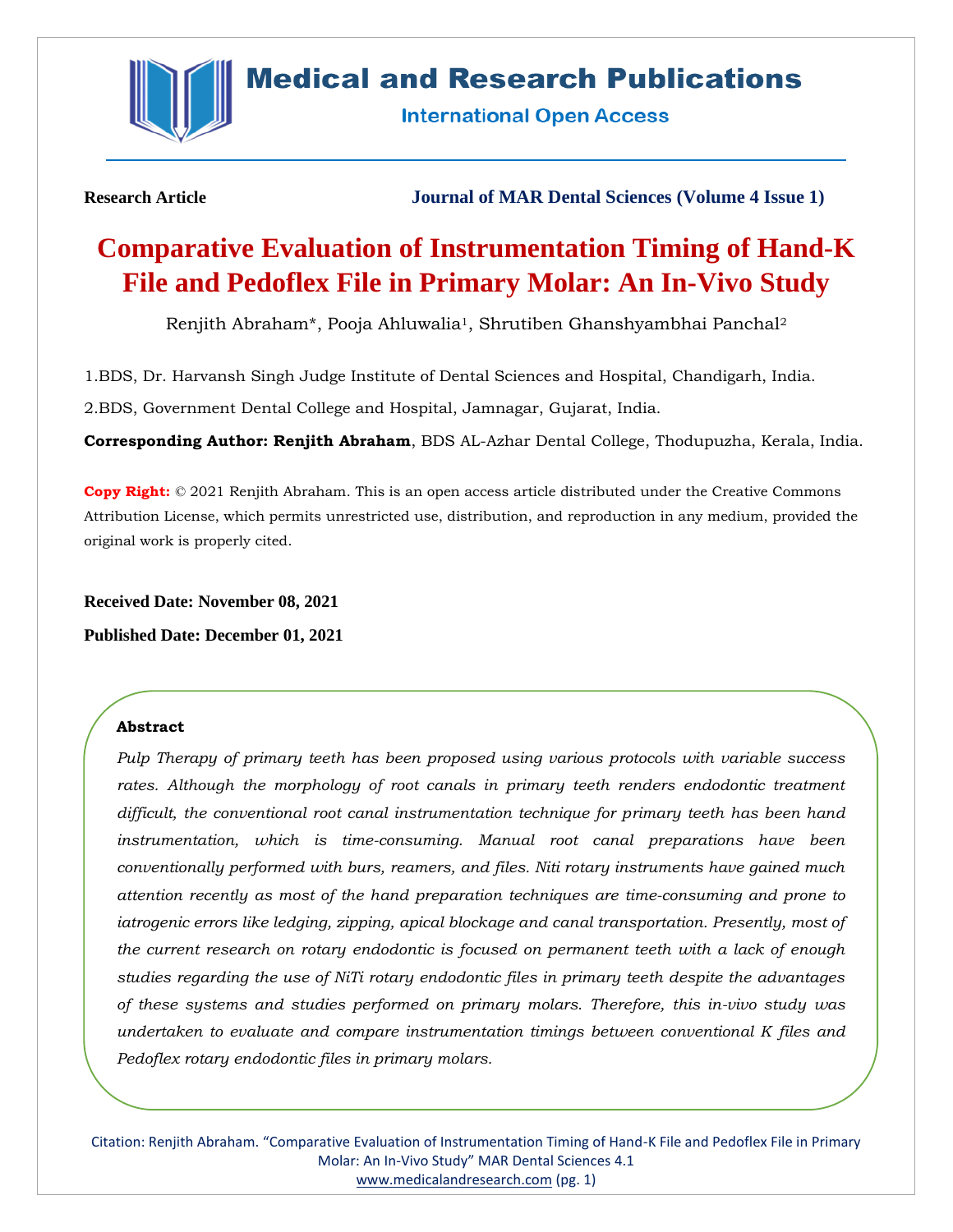**Research Article** **Journal of MAR Dental Sciences (Volume 4 Issue 1)**

# Comparative Evaluation of Instrumentation Timing of Hand-K File and Pedoflex File in Primary Molar: An In-Vivo Study

Renjith Abraham*, Pooja Ahluwalia[1], Shrutiben Ghanshyambhai Panchal[2]

1.BDS, Dr. Harvansh Singh Judge Institute of Dental Sciences and Hospital, Chandigarh, India.

2.BDS, Government Dental College and Hospital, Jamnagar, Gujarat, India.

**Corresponding Author: Renjith Abraham**, BDS AL-Azhar Dental College, Thodupuzha, Kerala, India.

**Copy Right:** © 2021 Renjith Abraham. This is an open access article distributed under the Creative Commons Attribution License, which permits unrestricted use, distribution, and reproduction in any medium, provided the original work is properly cited.

**Received Date: November 08, 2021**

**Published Date: December 01, 2021**

### Abstract

*Pulp Therapy of primary teeth has been proposed using various protocols with variable success rates. Although the morphology of root canals in primary teeth renders endodontic treatment difficult, the conventional root canal instrumentation technique for primary teeth has been hand instrumentation, which is time-consuming. Manual root canal preparations have been conventionally performed with burs, reamers, and files. Niti rotary instruments have gained much attention recently as most of the hand preparation techniques are time-consuming and prone to iatrogenic errors like ledging, zipping, apical blockage and canal transportation. Presently, most of the current research on rotary endodontic is focused on permanent teeth with a lack of enough studies regarding the use of NiTi rotary endodontic files in primary teeth despite the advantages of these systems and studies performed on primary molars. Therefore, this in-vivo study was undertaken to evaluate and compare instrumentation timings between conventional K files and Pedoflex rotary endodontic files in primary molars.*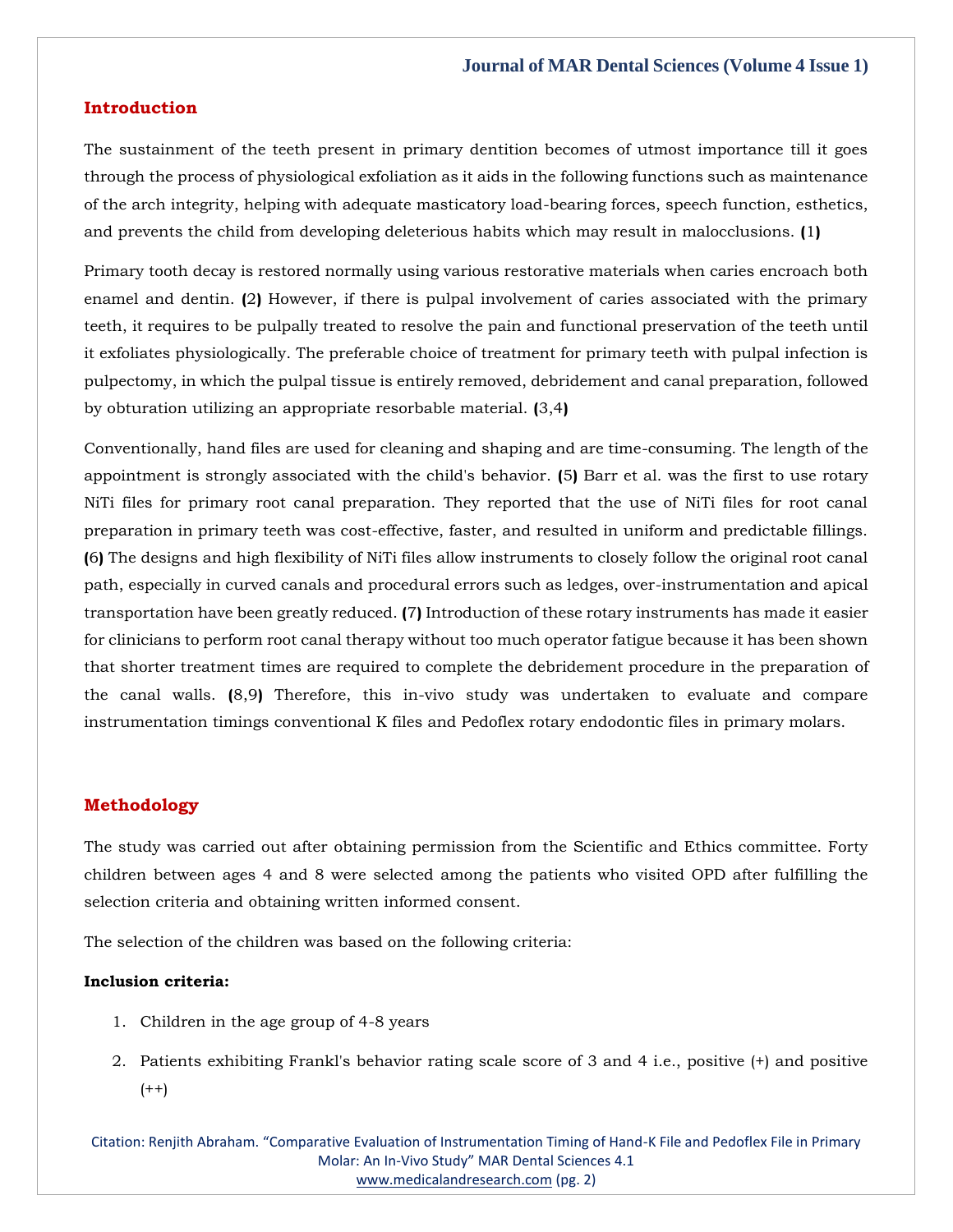## Introduction

The sustainment of the teeth present in primary dentition becomes of utmost importance till it goes through the process of physiological exfoliation as it aids in the following functions such as maintenance of the arch integrity, helping with adequate masticatory load-bearing forces, speech function, esthetics, and prevents the child from developing deleterious habits which may result in malocclusions. (1)

Primary tooth decay is restored normally using various restorative materials when caries encroach both enamel and dentin. (2) However, if there is pulpal involvement of caries associated with the primary teeth, it requires to be pulpally treated to resolve the pain and functional preservation of the teeth until it exfoliates physiologically. The preferable choice of treatment for primary teeth with pulpal infection is pulpectomy, in which the pulpal tissue is entirely removed, debridement and canal preparation, followed by obturation utilizing an appropriate resorbable material. (3,4)

Conventionally, hand files are used for cleaning and shaping and are time-consuming. The length of the appointment is strongly associated with the child's behavior. (5) Barr et al. was the first to use rotary NiTi files for primary root canal preparation. They reported that the use of NiTi files for root canal preparation in primary teeth was cost-effective, faster, and resulted in uniform and predictable fillings. (6) The designs and high flexibility of NiTi files allow instruments to closely follow the original root canal path, especially in curved canals and procedural errors such as ledges, over-instrumentation and apical transportation have been greatly reduced. (7) Introduction of these rotary instruments has made it easier for clinicians to perform root canal therapy without too much operator fatigue because it has been shown that shorter treatment times are required to complete the debridement procedure in the preparation of the canal walls. (8,9) Therefore, this in-vivo study was undertaken to evaluate and compare instrumentation timings conventional K files and Pedoflex rotary endodontic files in primary molars.

## Methodology

The study was carried out after obtaining permission from the Scientific and Ethics committee. Forty children between ages 4 and 8 were selected among the patients who visited OPD after fulfilling the selection criteria and obtaining written informed consent.

The selection of the children was based on the following criteria:

**Inclusion criteria:**

1. Children in the age group of 4-8 years
2. Patients exhibiting Frankl's behavior rating scale score of 3 and 4 i.e., positive (+) and positive (++)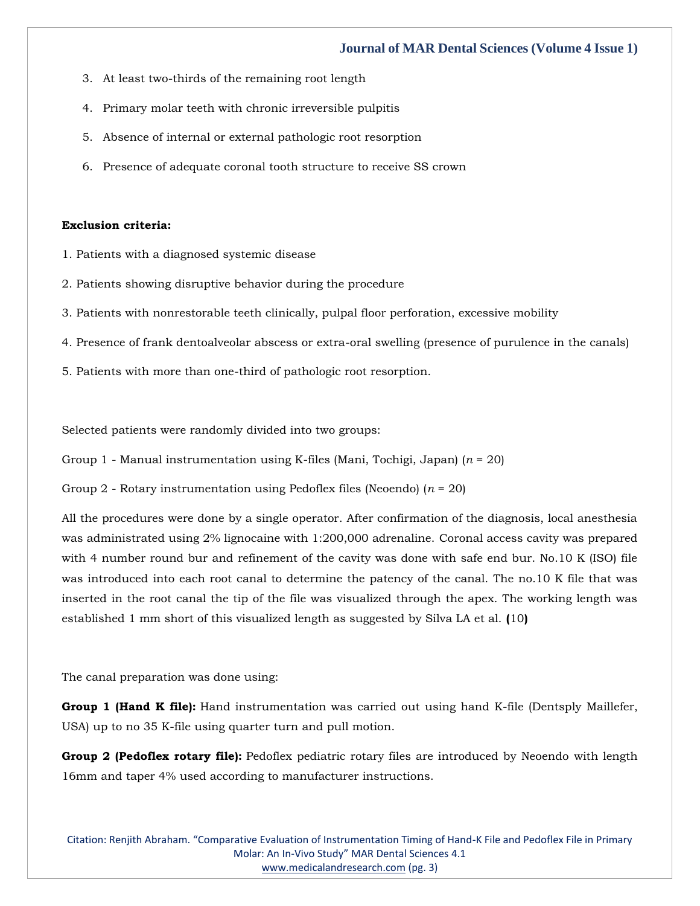3. At least two-thirds of the remaining root length
4. Primary molar teeth with chronic irreversible pulpitis
5. Absence of internal or external pathologic root resorption
6. Presence of adequate coronal tooth structure to receive SS crown

**Exclusion criteria:**

1. Patients with a diagnosed systemic disease
2. Patients showing disruptive behavior during the procedure
3. Patients with nonrestorable teeth clinically, pulpal floor perforation, excessive mobility
4. Presence of frank dentoalveolar abscess or extra-oral swelling (presence of purulence in the canals)
5. Patients with more than one-third of pathologic root resorption.

Selected patients were randomly divided into two groups:

Group 1 - Manual instrumentation using K-files (Mani, Tochigi, Japan) ($n$ = 20)

Group 2 - Rotary instrumentation using Pedoflex files (Neoendo) ($n$ = 20)

All the procedures were done by a single operator. After confirmation of the diagnosis, local anesthesia was administrated using 2% lignocaine with 1:200,000 adrenaline. Coronal access cavity was prepared with 4 number round bur and refinement of the cavity was done with safe end bur. No.10 K (ISO) file was introduced into each root canal to determine the patency of the canal. The no.10 K file that was inserted in the root canal the tip of the file was visualized through the apex. The working length was established 1 mm short of this visualized length as suggested by Silva LA et al. **(**10**)**

The canal preparation was done using:

**Group 1 (Hand K file):** Hand instrumentation was carried out using hand K-file (Dentsply Maillefer, USA) up to no 35 K-file using quarter turn and pull motion.

**Group 2 (Pedoflex rotary file):** Pedoflex pediatric rotary files are introduced by Neoendo with length 16mm and taper 4% used according to manufacturer instructions.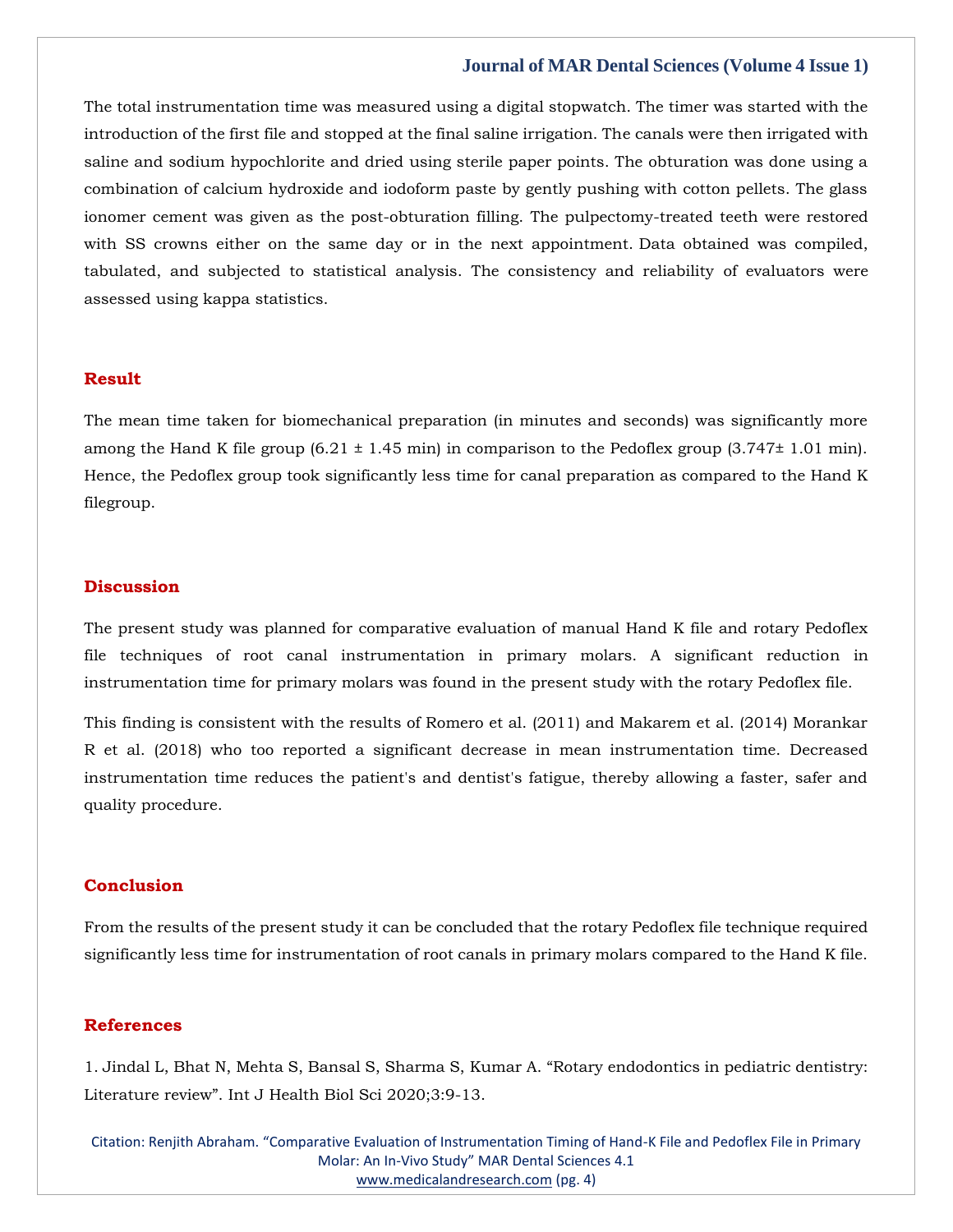The total instrumentation time was measured using a digital stopwatch. The timer was started with the introduction of the first file and stopped at the final saline irrigation. The canals were then irrigated with saline and sodium hypochlorite and dried using sterile paper points. The obturation was done using a combination of calcium hydroxide and iodoform paste by gently pushing with cotton pellets. The glass ionomer cement was given as the post-obturation filling. The pulpectomy-treated teeth were restored with SS crowns either on the same day or in the next appointment. Data obtained was compiled, tabulated, and subjected to statistical analysis. The consistency and reliability of evaluators were assessed using kappa statistics.

## Result

The mean time taken for biomechanical preparation (in minutes and seconds) was significantly more among the Hand K file group (6.21 ± 1.45 min) in comparison to the Pedoflex group (3.747± 1.01 min). Hence, the Pedoflex group took significantly less time for canal preparation as compared to the Hand K filegroup.

## Discussion

The present study was planned for comparative evaluation of manual Hand K file and rotary Pedoflex file techniques of root canal instrumentation in primary molars. A significant reduction in instrumentation time for primary molars was found in the present study with the rotary Pedoflex file.

This finding is consistent with the results of Romero et al. (2011) and Makarem et al. (2014) Morankar R et al. (2018) who too reported a significant decrease in mean instrumentation time. Decreased instrumentation time reduces the patient's and dentist's fatigue, thereby allowing a faster, safer and quality procedure.

## Conclusion

From the results of the present study it can be concluded that the rotary Pedoflex file technique required significantly less time for instrumentation of root canals in primary molars compared to the Hand K file.

## References

1. Jindal L, Bhat N, Mehta S, Bansal S, Sharma S, Kumar A. "Rotary endodontics in pediatric dentistry: Literature review". Int J Health Biol Sci 2020;3:9-13.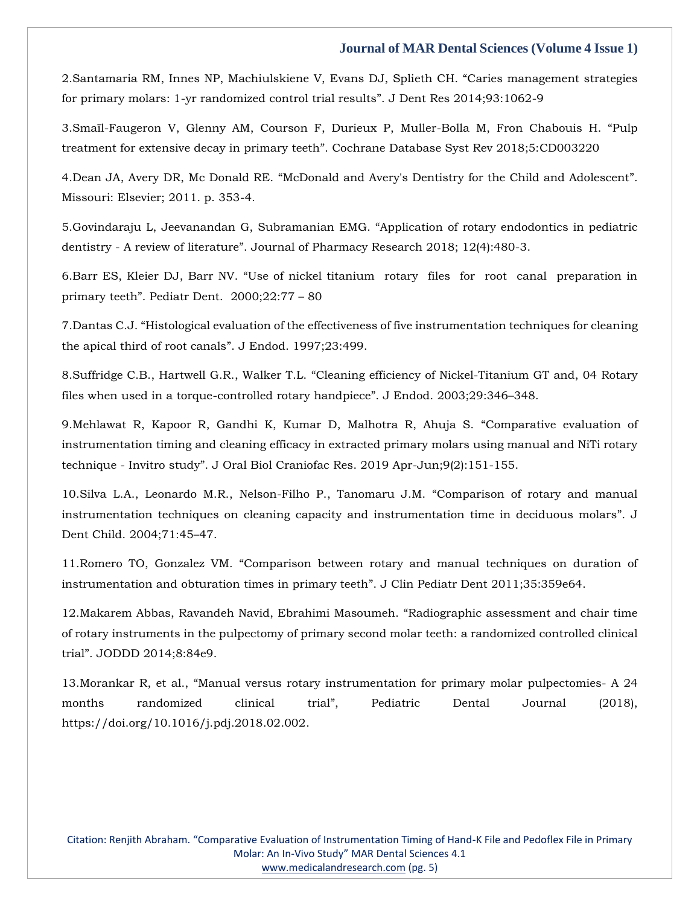2.Santamaria RM, Innes NP, Machiulskiene V, Evans DJ, Splieth CH. "Caries management strategies for primary molars: 1-yr randomized control trial results". J Dent Res 2014;93:1062-9

3.Smaïl-Faugeron V, Glenny AM, Courson F, Durieux P, Muller-Bolla M, Fron Chabouis H. "Pulp treatment for extensive decay in primary teeth". Cochrane Database Syst Rev 2018;5:CD003220

4.Dean JA, Avery DR, Mc Donald RE. "McDonald and Avery's Dentistry for the Child and Adolescent". Missouri: Elsevier; 2011. p. 353-4.

5.Govindaraju L, Jeevanandan G, Subramanian EMG. "Application of rotary endodontics in pediatric dentistry - A review of literature". Journal of Pharmacy Research 2018; 12(4):480-3.

6.Barr ES, Kleier DJ, Barr NV. "Use of nickel titanium rotary files for root canal preparation in primary teeth". Pediatr Dent. 2000;22:77 – 80

7.Dantas C.J. "Histological evaluation of the effectiveness of five instrumentation techniques for cleaning the apical third of root canals". J Endod. 1997;23:499.

8.Suffridge C.B., Hartwell G.R., Walker T.L. "Cleaning efficiency of Nickel-Titanium GT and, 04 Rotary files when used in a torque-controlled rotary handpiece". J Endod. 2003;29:346–348.

9.Mehlawat R, Kapoor R, Gandhi K, Kumar D, Malhotra R, Ahuja S. "Comparative evaluation of instrumentation timing and cleaning efficacy in extracted primary molars using manual and NiTi rotary technique - Invitro study". J Oral Biol Craniofac Res. 2019 Apr-Jun;9(2):151-155.

10.Silva L.A., Leonardo M.R., Nelson-Filho P., Tanomaru J.M. "Comparison of rotary and manual instrumentation techniques on cleaning capacity and instrumentation time in deciduous molars". J Dent Child. 2004;71:45–47.

11.Romero TO, Gonzalez VM. "Comparison between rotary and manual techniques on duration of instrumentation and obturation times in primary teeth". J Clin Pediatr Dent 2011;35:359e64.

12.Makarem Abbas, Ravandeh Navid, Ebrahimi Masoumeh. "Radiographic assessment and chair time of rotary instruments in the pulpectomy of primary second molar teeth: a randomized controlled clinical trial". JODDD 2014;8:84e9.

13.Morankar R, et al., "Manual versus rotary instrumentation for primary molar pulpectomies- A 24 months randomized clinical trial", Pediatric Dental Journal (2018), https://doi.org/10.1016/j.pdj.2018.02.002.